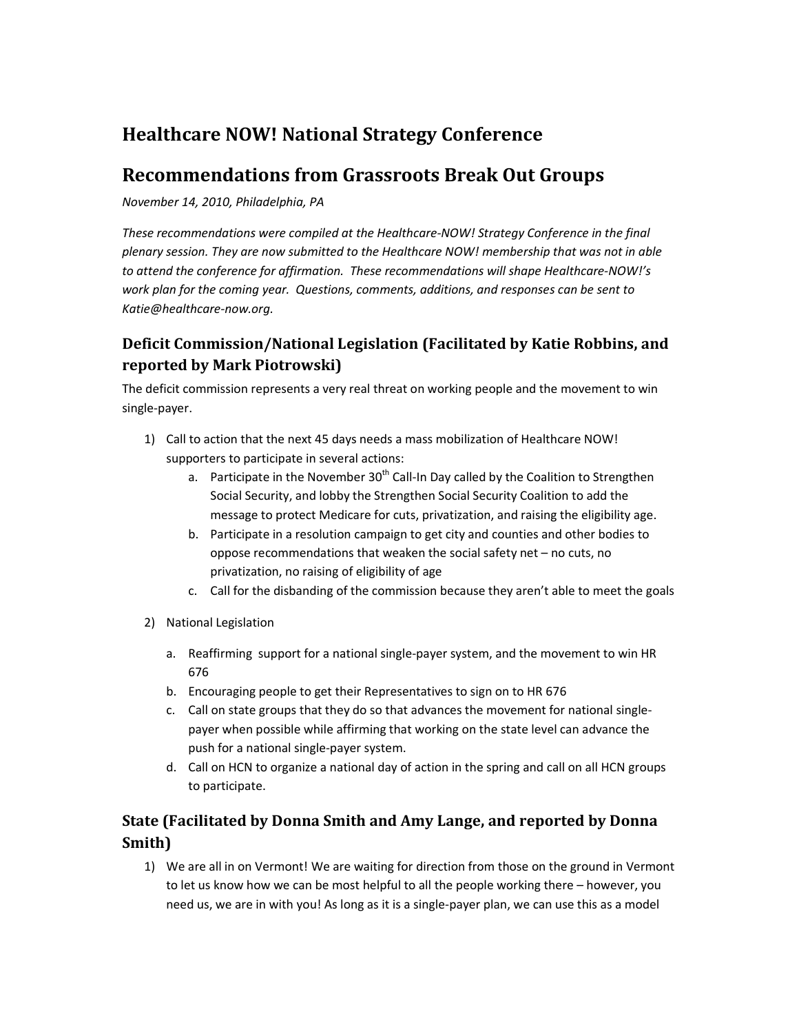# Healthcare NOW! National Strategy Conference

# Recommendations from Grassroots Break Out Groups

*November 14, 2010, Philadelphia, PA*

*These recommendations were compiled at the Healthcare-NOW! Strategy Conference in the final plenary session. They are now submitted to the Healthcare NOW! membership that was not in able to attend the conference for affirmation. These recommendations will shape Healthcare-NOW!'s work plan for the coming year. Questions, comments, additions, and responses can be sent to Katie@healthcare-now.org.*

## Deficit Commission/National Legislation (Facilitated by Katie Robbins, and reported by Mark Piotrowski)

The deficit commission represents a very real threat on working people and the movement to win single-payer.

1) Call to action that the next 45 days needs a mass mobilization of Healthcare NOW! supporters to participate in several actions:
   a. Participate in the November 30th Call-In Day called by the Coalition to Strengthen Social Security, and lobby the Strengthen Social Security Coalition to add the message to protect Medicare for cuts, privatization, and raising the eligibility age.
   b. Participate in a resolution campaign to get city and counties and other bodies to oppose recommendations that weaken the social safety net – no cuts, no privatization, no raising of eligibility of age
   c. Call for the disbanding of the commission because they aren't able to meet the goals

2) National Legislation
   a. Reaffirming support for a national single-payer system, and the movement to win HR 676
   b. Encouraging people to get their Representatives to sign on to HR 676
   c. Call on state groups that they do so that advances the movement for national single-payer when possible while affirming that working on the state level can advance the push for a national single-payer system.
   d. Call on HCN to organize a national day of action in the spring and call on all HCN groups to participate.

## State (Facilitated by Donna Smith and Amy Lange, and reported by Donna Smith)

1) We are all in on Vermont! We are waiting for direction from those on the ground in Vermont to let us know how we can be most helpful to all the people working there – however, you need us, we are in with you! As long as it is a single-payer plan, we can use this as a model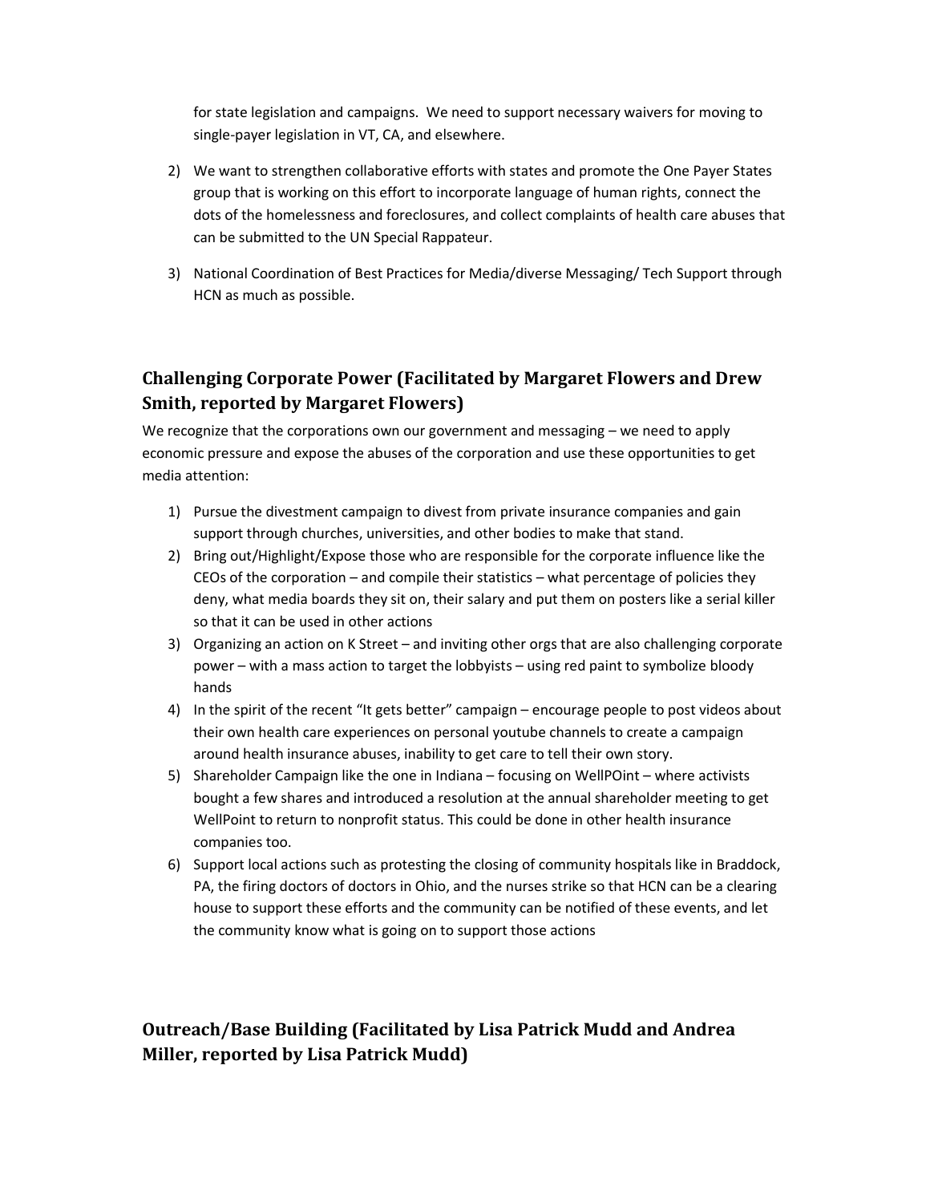for state legislation and campaigns. We need to support necessary waivers for moving to single-payer legislation in VT, CA, and elsewhere.

2) We want to strengthen collaborative efforts with states and promote the One Payer States group that is working on this effort to incorporate language of human rights, connect the dots of the homelessness and foreclosures, and collect complaints of health care abuses that can be submitted to the UN Special Rappateur.

3) National Coordination of Best Practices for Media/diverse Messaging/ Tech Support through HCN as much as possible.

## Challenging Corporate Power (Facilitated by Margaret Flowers and Drew Smith, reported by Margaret Flowers)

We recognize that the corporations own our government and messaging – we need to apply economic pressure and expose the abuses of the corporation and use these opportunities to get media attention:

1) Pursue the divestment campaign to divest from private insurance companies and gain support through churches, universities, and other bodies to make that stand.
2) Bring out/Highlight/Expose those who are responsible for the corporate influence like the CEOs of the corporation – and compile their statistics – what percentage of policies they deny, what media boards they sit on, their salary and put them on posters like a serial killer so that it can be used in other actions
3) Organizing an action on K Street – and inviting other orgs that are also challenging corporate power – with a mass action to target the lobbyists – using red paint to symbolize bloody hands
4) In the spirit of the recent "It gets better" campaign – encourage people to post videos about their own health care experiences on personal youtube channels to create a campaign around health insurance abuses, inability to get care to tell their own story.
5) Shareholder Campaign like the one in Indiana – focusing on WellPOint – where activists bought a few shares and introduced a resolution at the annual shareholder meeting to get WellPoint to return to nonprofit status. This could be done in other health insurance companies too.
6) Support local actions such as protesting the closing of community hospitals like in Braddock, PA, the firing doctors of doctors in Ohio, and the nurses strike so that HCN can be a clearing house to support these efforts and the community can be notified of these events, and let the community know what is going on to support those actions

## Outreach/Base Building (Facilitated by Lisa Patrick Mudd and Andrea Miller, reported by Lisa Patrick Mudd)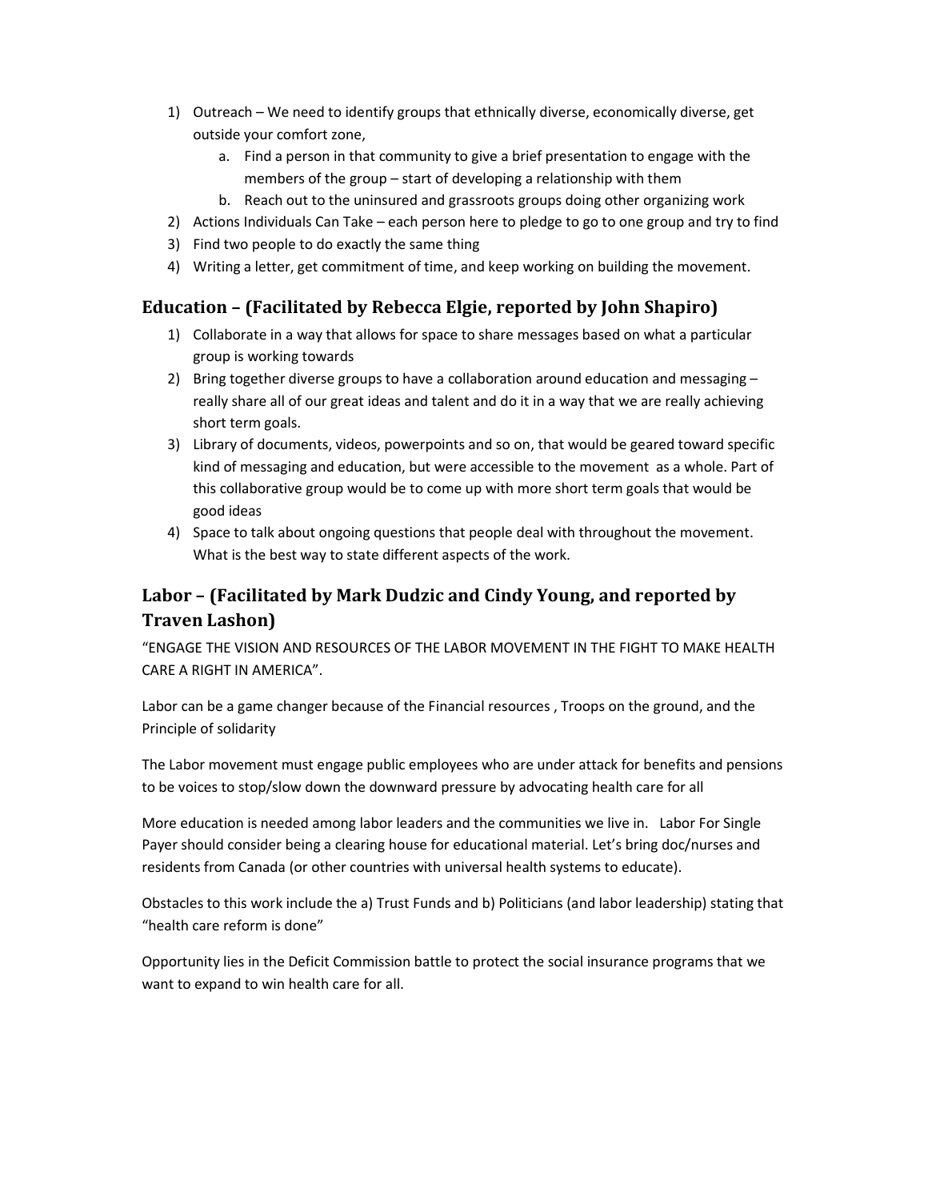1) Outreach – We need to identify groups that ethnically diverse, economically diverse, get outside your comfort zone,
    a. Find a person in that community to give a brief presentation to engage with the members of the group – start of developing a relationship with them
    b. Reach out to the uninsured and grassroots groups doing other organizing work
2) Actions Individuals Can Take – each person here to pledge to go to one group and try to find
3) Find two people to do exactly the same thing
4) Writing a letter, get commitment of time, and keep working on building the movement.

## Education – (Facilitated by Rebecca Elgie, reported by John Shapiro)

1) Collaborate in a way that allows for space to share messages based on what a particular group is working towards
2) Bring together diverse groups to have a collaboration around education and messaging – really share all of our great ideas and talent and do it in a way that we are really achieving short term goals.
3) Library of documents, videos, powerpoints and so on, that would be geared toward specific kind of messaging and education, but were accessible to the movement as a whole. Part of this collaborative group would be to come up with more short term goals that would be good ideas
4) Space to talk about ongoing questions that people deal with throughout the movement. What is the best way to state different aspects of the work.

## Labor – (Facilitated by Mark Dudzic and Cindy Young, and reported by Traven Lashon)

"ENGAGE THE VISION AND RESOURCES OF THE LABOR MOVEMENT IN THE FIGHT TO MAKE HEALTH CARE A RIGHT IN AMERICA".

Labor can be a game changer because of the Financial resources , Troops on the ground, and the Principle of solidarity

The Labor movement must engage public employees who are under attack for benefits and pensions to be voices to stop/slow down the downward pressure by advocating health care for all

More education is needed among labor leaders and the communities we live in. Labor For Single Payer should consider being a clearing house for educational material. Let's bring doc/nurses and residents from Canada (or other countries with universal health systems to educate).

Obstacles to this work include the a) Trust Funds and b) Politicians (and labor leadership) stating that "health care reform is done"

Opportunity lies in the Deficit Commission battle to protect the social insurance programs that we want to expand to win health care for all.